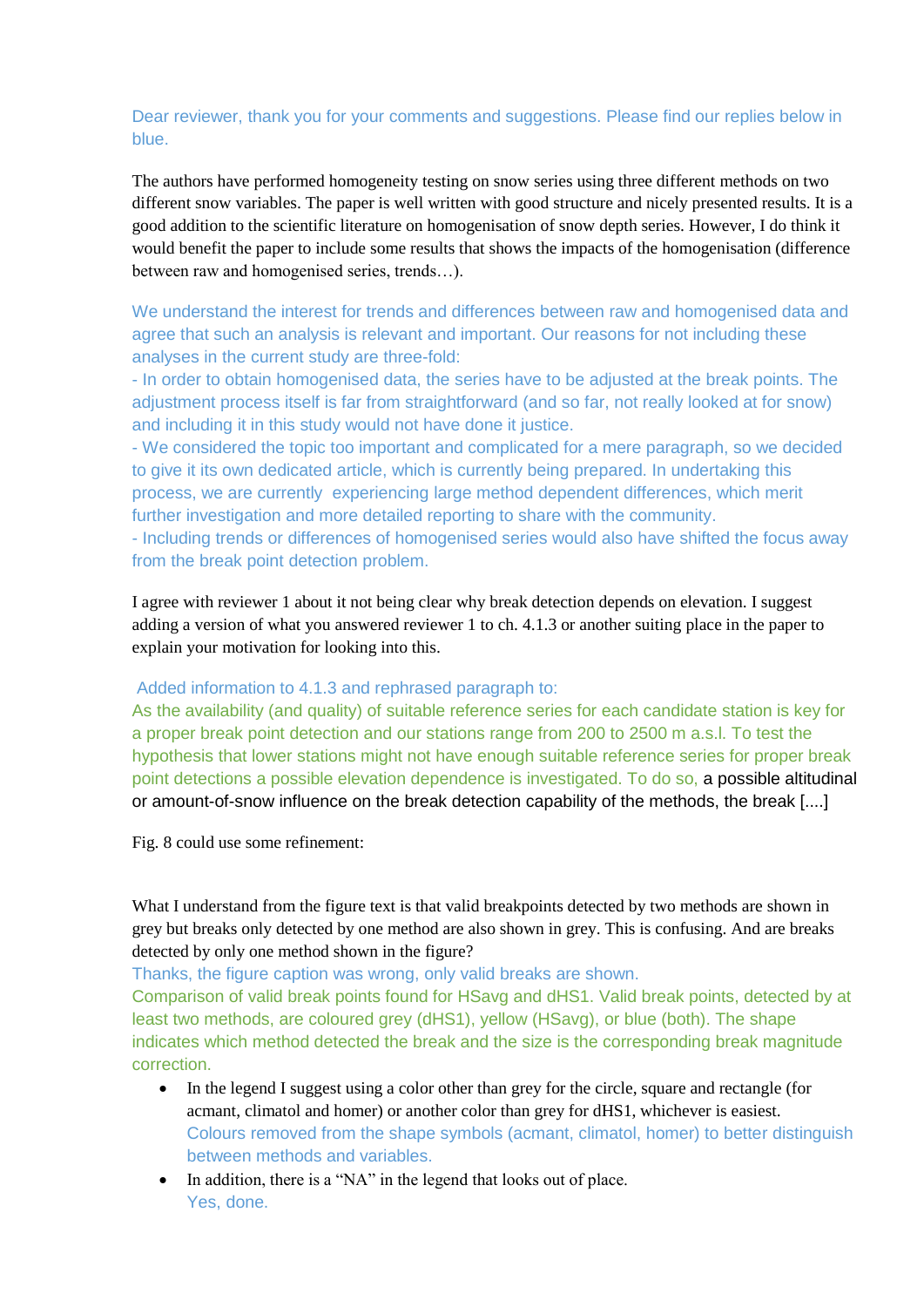Dear reviewer, thank you for your comments and suggestions. Please find our replies below in blue.

The authors have performed homogeneity testing on snow series using three different methods on two different snow variables. The paper is well written with good structure and nicely presented results. It is a good addition to the scientific literature on homogenisation of snow depth series. However, I do think it would benefit the paper to include some results that shows the impacts of the homogenisation (difference between raw and homogenised series, trends…).

We understand the interest for trends and differences between raw and homogenised data and agree that such an analysis is relevant and important. Our reasons for not including these analyses in the current study are three-fold:
- In order to obtain homogenised data, the series have to be adjusted at the break points. The adjustment process itself is far from straightforward (and so far, not really looked at for snow) and including it in this study would not have done it justice.
- We considered the topic too important and complicated for a mere paragraph, so we decided to give it its own dedicated article, which is currently being prepared. In undertaking this process, we are currently experiencing large method dependent differences, which merit further investigation and more detailed reporting to share with the community.
- Including trends or differences of homogenised series would also have shifted the focus away from the break point detection problem.

I agree with reviewer 1 about it not being clear why break detection depends on elevation. I suggest adding a version of what you answered reviewer 1 to ch. 4.1.3 or another suiting place in the paper to explain your motivation for looking into this.

Added information to 4.1.3 and rephrased paragraph to:
As the availability (and quality) of suitable reference series for each candidate station is key for a proper break point detection and our stations range from 200 to 2500 m a.s.l. To test the hypothesis that lower stations might not have enough suitable reference series for proper break point detections a possible elevation dependence is investigated. To do so, a possible altitudinal or amount-of-snow influence on the break detection capability of the methods, the break [....]

Fig. 8 could use some refinement:

What I understand from the figure text is that valid breakpoints detected by two methods are shown in grey but breaks only detected by one method are also shown in grey. This is confusing. And are breaks detected by only one method shown in the figure?
Thanks, the figure caption was wrong, only valid breaks are shown.
Comparison of valid break points found for HSavg and dHS1. Valid break points, detected by at least two methods, are coloured grey (dHS1), yellow (HSavg), or blue (both). The shape indicates which method detected the break and the size is the corresponding break magnitude correction.

- In the legend I suggest using a color other than grey for the circle, square and rectangle (for acmant, climatol and homer) or another color than grey for dHS1, whichever is easiest.
  Colours removed from the shape symbols (acmant, climatol, homer) to better distinguish between methods and variables.
- In addition, there is a "NA" in the legend that looks out of place.
  Yes, done.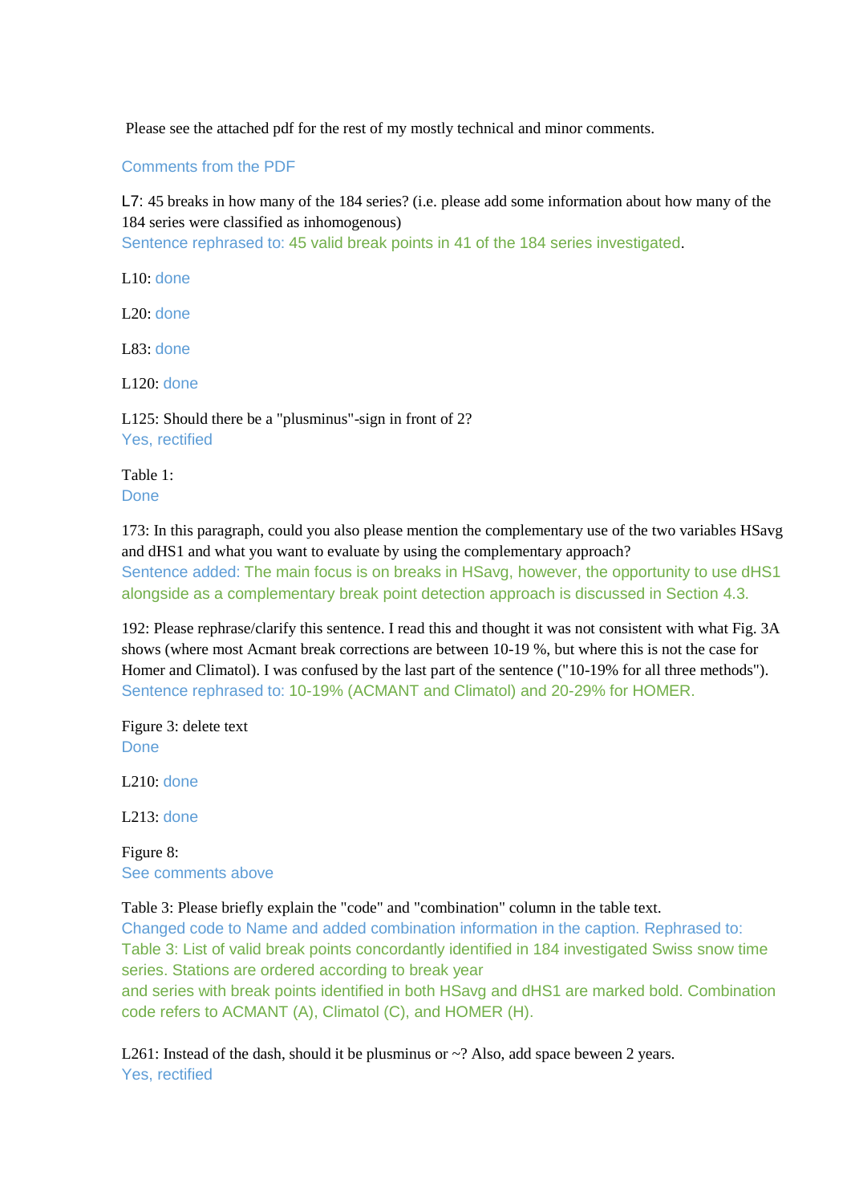Please see the attached pdf for the rest of my mostly technical and minor comments.

Comments from the PDF

L7: 45 breaks in how many of the 184 series? (i.e. please add some information about how many of the 184 series were classified as inhomogenous)
Sentence rephrased to: 45 valid break points in 41 of the 184 series investigated.

L10: done

L20: done

L83: done

L120: done

L125: Should there be a "plusminus"-sign in front of 2?
Yes, rectified

Table 1:
Done

173: In this paragraph, could you also please mention the complementary use of the two variables HSavg and dHS1 and what you want to evaluate by using the complementary approach?
Sentence added: The main focus is on breaks in HSavg, however, the opportunity to use dHS1 alongside as a complementary break point detection approach is discussed in Section 4.3.

192: Please rephrase/clarify this sentence. I read this and thought it was not consistent with what Fig. 3A shows (where most Acmant break corrections are between 10-19 %, but where this is not the case for Homer and Climatol). I was confused by the last part of the sentence ("10-19% for all three methods").
Sentence rephrased to: 10-19% (ACMANT and Climatol) and 20-29% for HOMER.

Figure 3: delete text
Done

L210: done

L213: done

Figure 8:
See comments above

Table 3: Please briefly explain the "code" and "combination" column in the table text.
Changed code to Name and added combination information in the caption. Rephrased to:
Table 3: List of valid break points concordantly identified in 184 investigated Swiss snow time series. Stations are ordered according to break year
and series with break points identified in both HSavg and dHS1 are marked bold. Combination code refers to ACMANT (A), Climatol (C), and HOMER (H).

L261: Instead of the dash, should it be plusminus or ~? Also, add space beween 2 years.
Yes, rectified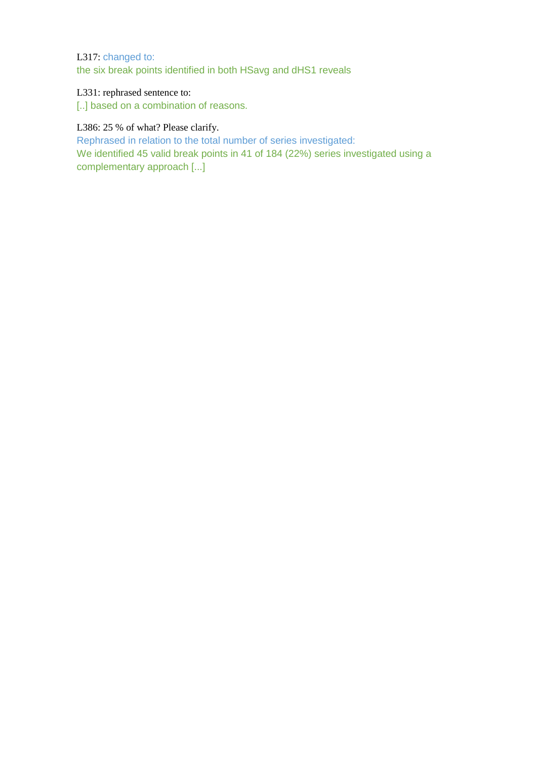L317: changed to:
the six break points identified in both HSavg and dHS1 reveals

L331: rephrased sentence to:
[..] based on a combination of reasons.

L386: 25 % of what? Please clarify.
Rephrased in relation to the total number of series investigated:
We identified 45 valid break points in 41 of 184 (22%) series investigated using a complementary approach [...]